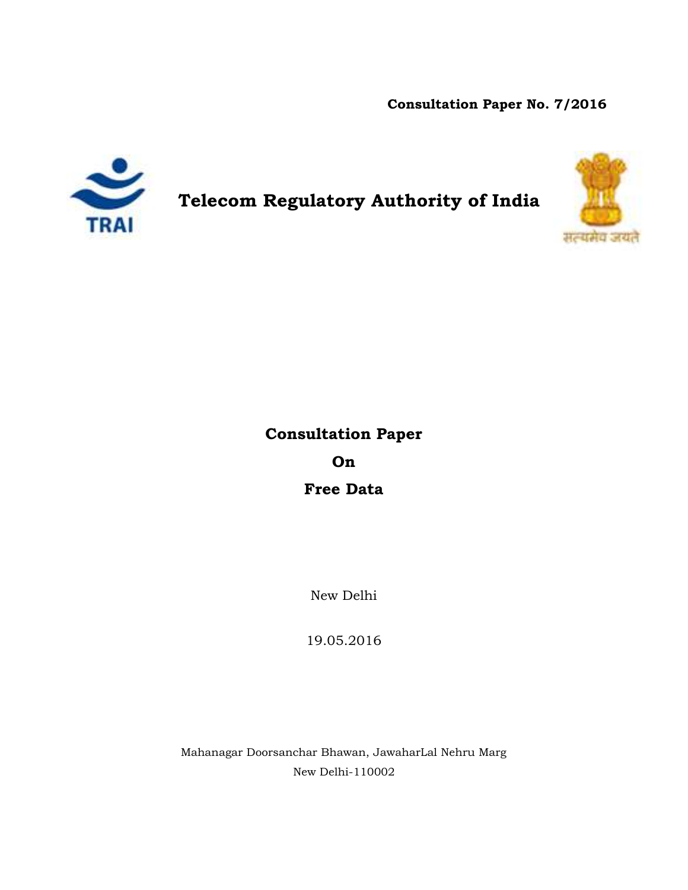**Consultation Paper No. 7/2016**

# Telecom Regulatory Authority of India

सत्यमेव जयते

## Consultation Paper

## On

## Free Data

New Delhi

19.05.2016

Mahanagar Doorsanchar Bhawan, JawaharLal Nehru Marg

New Delhi-110002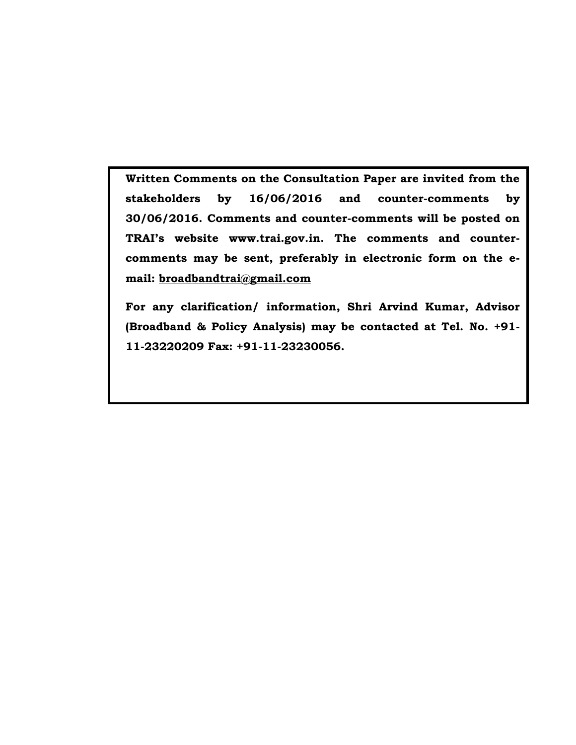**Written Comments on the Consultation Paper are invited from the stakeholders by 16/06/2016 and counter-comments by 30/06/2016. Comments and counter-comments will be posted on TRAI's website www.trai.gov.in. The comments and counter-comments may be sent, preferably in electronic form on the e-mail: broadbandtrai@gmail.com**

**For any clarification/ information, Shri Arvind Kumar, Advisor (Broadband & Policy Analysis) may be contacted at Tel. No. +91-11-23220209 Fax: +91-11-23230056.**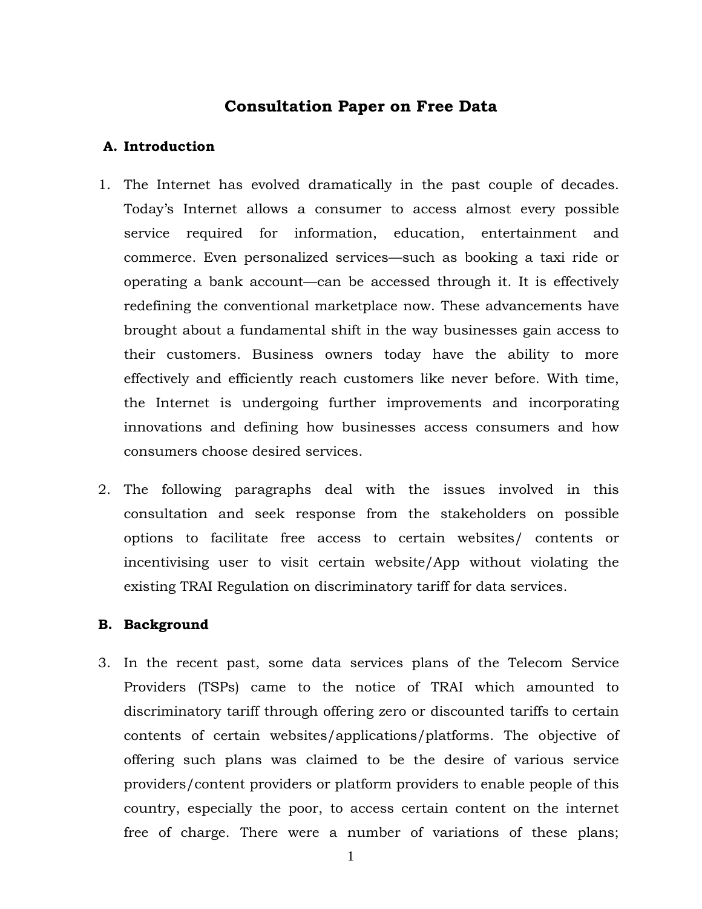# Consultation Paper on Free Data

## A. Introduction

1. The Internet has evolved dramatically in the past couple of decades. Today's Internet allows a consumer to access almost every possible service required for information, education, entertainment and commerce. Even personalized services—such as booking a taxi ride or operating a bank account—can be accessed through it. It is effectively redefining the conventional marketplace now. These advancements have brought about a fundamental shift in the way businesses gain access to their customers. Business owners today have the ability to more effectively and efficiently reach customers like never before. With time, the Internet is undergoing further improvements and incorporating innovations and defining how businesses access consumers and how consumers choose desired services.

2. The following paragraphs deal with the issues involved in this consultation and seek response from the stakeholders on possible options to facilitate free access to certain websites/ contents or incentivising user to visit certain website/App without violating the existing TRAI Regulation on discriminatory tariff for data services.

## B. Background

3. In the recent past, some data services plans of the Telecom Service Providers (TSPs) came to the notice of TRAI which amounted to discriminatory tariff through offering zero or discounted tariffs to certain contents of certain websites/applications/platforms. The objective of offering such plans was claimed to be the desire of various service providers/content providers or platform providers to enable people of this country, especially the poor, to access certain content on the internet free of charge. There were a number of variations of these plans;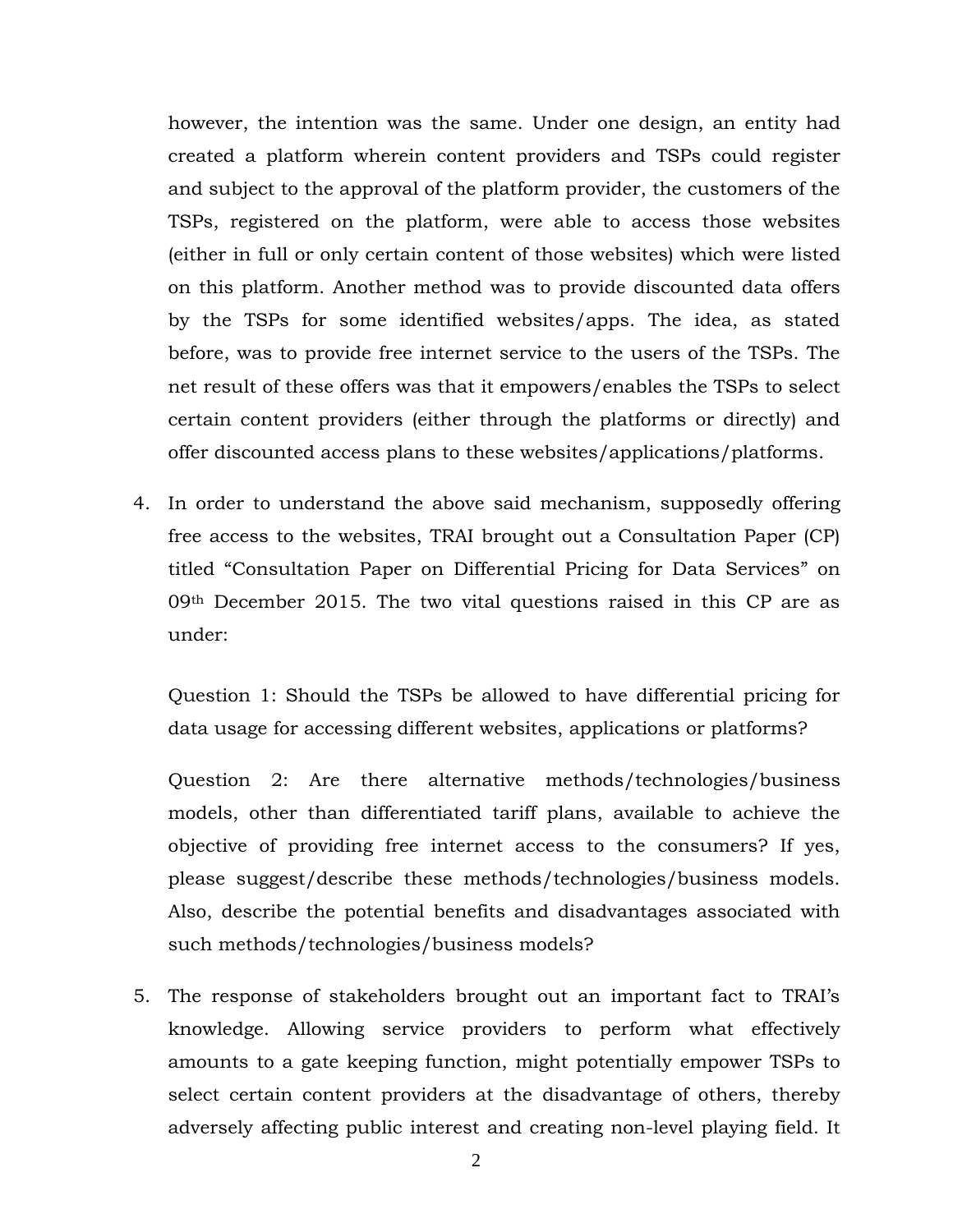however, the intention was the same. Under one design, an entity had created a platform wherein content providers and TSPs could register and subject to the approval of the platform provider, the customers of the TSPs, registered on the platform, were able to access those websites (either in full or only certain content of those websites) which were listed on this platform. Another method was to provide discounted data offers by the TSPs for some identified websites/apps. The idea, as stated before, was to provide free internet service to the users of the TSPs. The net result of these offers was that it empowers/enables the TSPs to select certain content providers (either through the platforms or directly) and offer discounted access plans to these websites/applications/platforms.

4. In order to understand the above said mechanism, supposedly offering free access to the websites, TRAI brought out a Consultation Paper (CP) titled "Consultation Paper on Differential Pricing for Data Services" on 09th December 2015. The two vital questions raised in this CP are as under:

   Question 1: Should the TSPs be allowed to have differential pricing for data usage for accessing different websites, applications or platforms?

   Question 2: Are there alternative methods/technologies/business models, other than differentiated tariff plans, available to achieve the objective of providing free internet access to the consumers? If yes, please suggest/describe these methods/technologies/business models. Also, describe the potential benefits and disadvantages associated with such methods/technologies/business models?

5. The response of stakeholders brought out an important fact to TRAI's knowledge. Allowing service providers to perform what effectively amounts to a gate keeping function, might potentially empower TSPs to select certain content providers at the disadvantage of others, thereby adversely affecting public interest and creating non-level playing field. It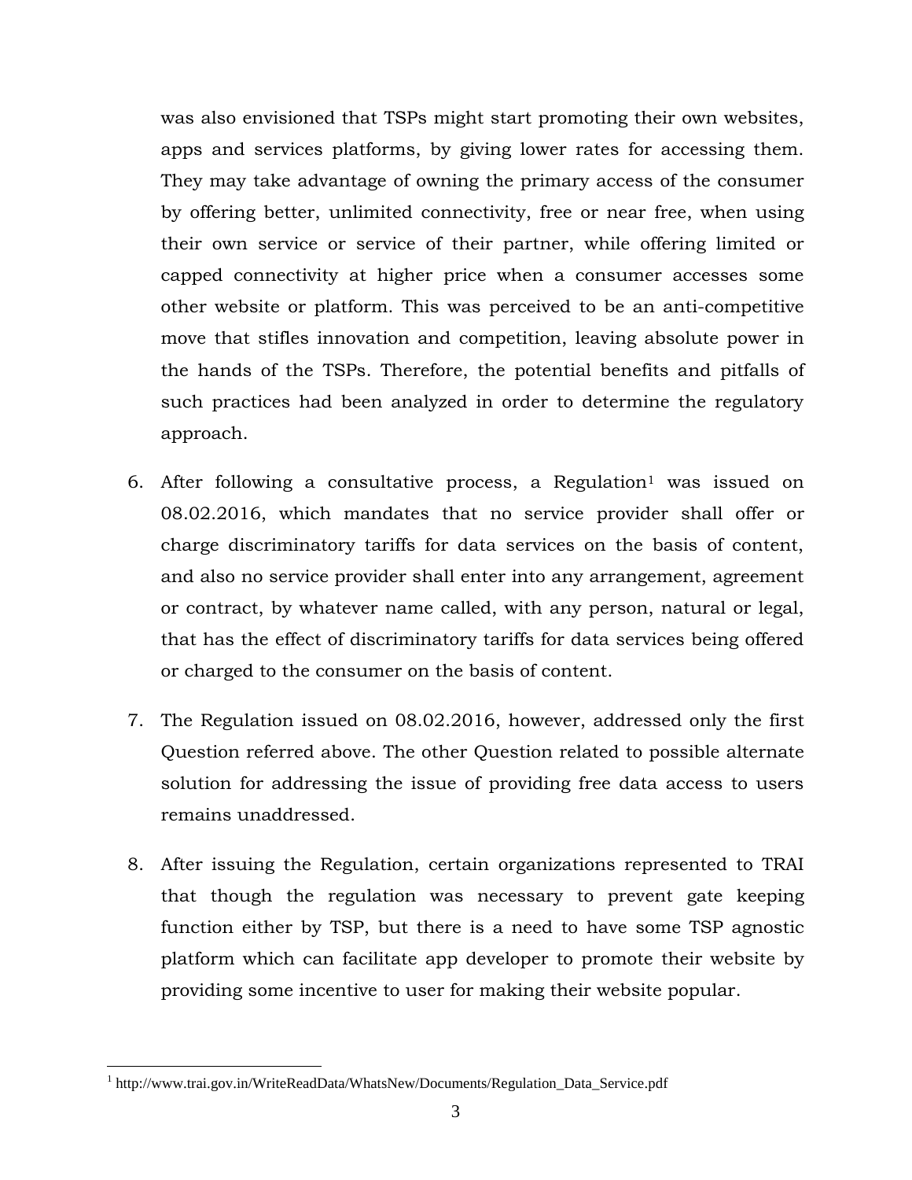was also envisioned that TSPs might start promoting their own websites, apps and services platforms, by giving lower rates for accessing them. They may take advantage of owning the primary access of the consumer by offering better, unlimited connectivity, free or near free, when using their own service or service of their partner, while offering limited or capped connectivity at higher price when a consumer accesses some other website or platform. This was perceived to be an anti-competitive move that stifles innovation and competition, leaving absolute power in the hands of the TSPs. Therefore, the potential benefits and pitfalls of such practices had been analyzed in order to determine the regulatory approach.

6. After following a consultative process, a Regulation[1] was issued on 08.02.2016, which mandates that no service provider shall offer or charge discriminatory tariffs for data services on the basis of content, and also no service provider shall enter into any arrangement, agreement or contract, by whatever name called, with any person, natural or legal, that has the effect of discriminatory tariffs for data services being offered or charged to the consumer on the basis of content.

7. The Regulation issued on 08.02.2016, however, addressed only the first Question referred above. The other Question related to possible alternate solution for addressing the issue of providing free data access to users remains unaddressed.

8. After issuing the Regulation, certain organizations represented to TRAI that though the regulation was necessary to prevent gate keeping function either by TSP, but there is a need to have some TSP agnostic platform which can facilitate app developer to promote their website by providing some incentive to user for making their website popular.

---

[1] http://www.trai.gov.in/WriteReadData/WhatsNew/Documents/Regulation_Data_Service.pdf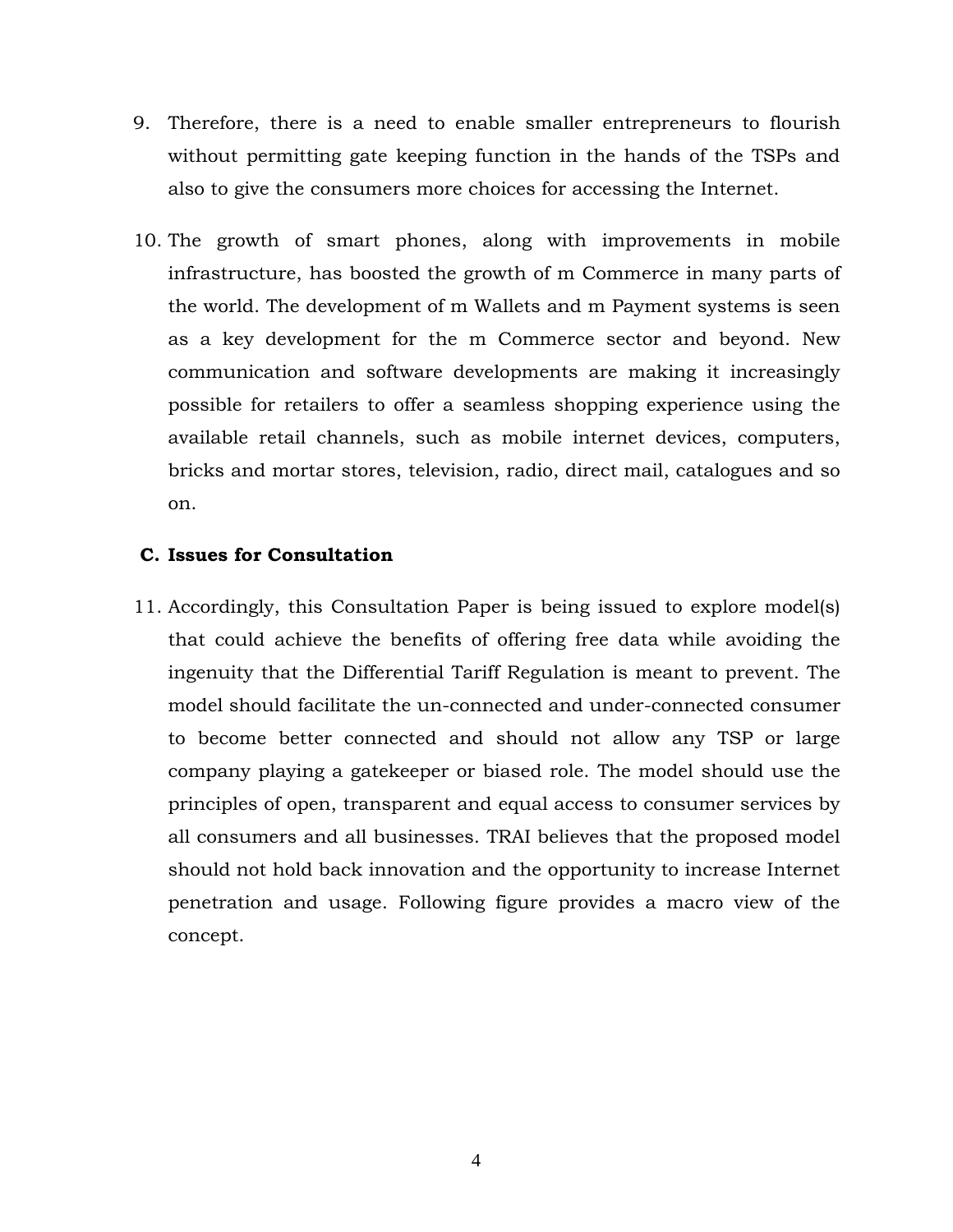9. Therefore, there is a need to enable smaller entrepreneurs to flourish without permitting gate keeping function in the hands of the TSPs and also to give the consumers more choices for accessing the Internet.

10. The growth of smart phones, along with improvements in mobile infrastructure, has boosted the growth of m Commerce in many parts of the world. The development of m Wallets and m Payment systems is seen as a key development for the m Commerce sector and beyond. New communication and software developments are making it increasingly possible for retailers to offer a seamless shopping experience using the available retail channels, such as mobile internet devices, computers, bricks and mortar stores, television, radio, direct mail, catalogues and so on.

## C. Issues for Consultation

11. Accordingly, this Consultation Paper is being issued to explore model(s) that could achieve the benefits of offering free data while avoiding the ingenuity that the Differential Tariff Regulation is meant to prevent. The model should facilitate the un-connected and under-connected consumer to become better connected and should not allow any TSP or large company playing a gatekeeper or biased role. The model should use the principles of open, transparent and equal access to consumer services by all consumers and all businesses. TRAI believes that the proposed model should not hold back innovation and the opportunity to increase Internet penetration and usage. Following figure provides a macro view of the concept.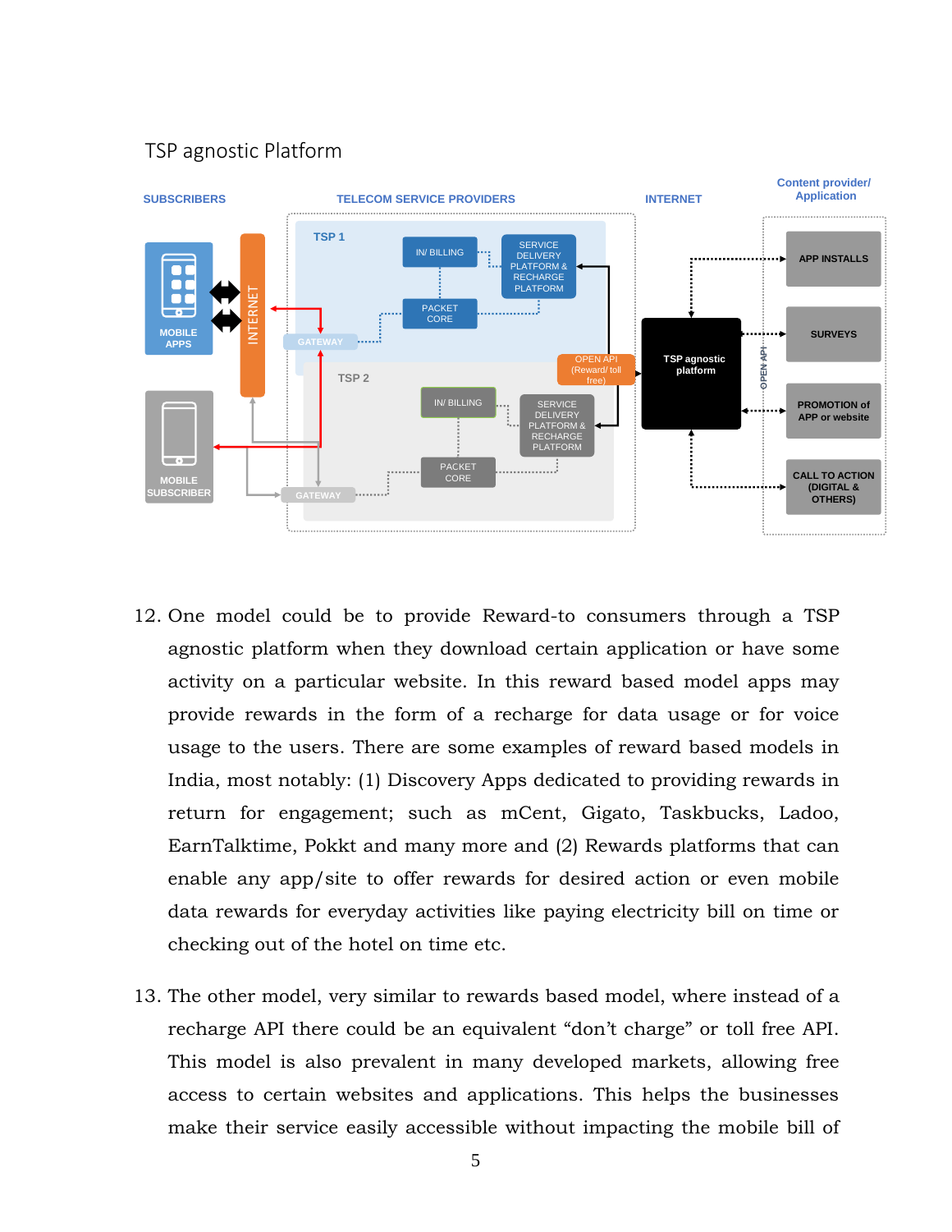TSP agnostic Platform

12. One model could be to provide Reward-to consumers through a TSP agnostic platform when they download certain application or have some activity on a particular website. In this reward based model apps may provide rewards in the form of a recharge for data usage or for voice usage to the users. There are some examples of reward based models in India, most notably: (1) Discovery Apps dedicated to providing rewards in return for engagement; such as mCent, Gigato, Taskbucks, Ladoo, EarnTalktime, Pokkt and many more and (2) Rewards platforms that can enable any app/site to offer rewards for desired action or even mobile data rewards for everyday activities like paying electricity bill on time or checking out of the hotel on time etc.

13. The other model, very similar to rewards based model, where instead of a recharge API there could be an equivalent "don't charge" or toll free API. This model is also prevalent in many developed markets, allowing free access to certain websites and applications. This helps the businesses make their service easily accessible without impacting the mobile bill of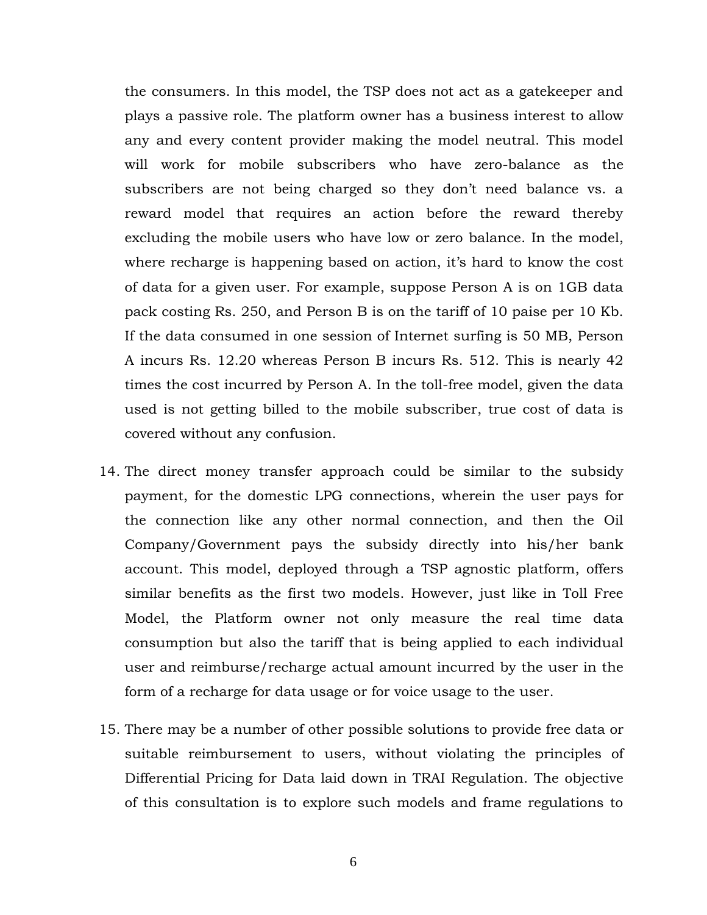the consumers. In this model, the TSP does not act as a gatekeeper and plays a passive role. The platform owner has a business interest to allow any and every content provider making the model neutral. This model will work for mobile subscribers who have zero-balance as the subscribers are not being charged so they don't need balance vs. a reward model that requires an action before the reward thereby excluding the mobile users who have low or zero balance. In the model, where recharge is happening based on action, it's hard to know the cost of data for a given user. For example, suppose Person A is on 1GB data pack costing Rs. 250, and Person B is on the tariff of 10 paise per 10 Kb. If the data consumed in one session of Internet surfing is 50 MB, Person A incurs Rs. 12.20 whereas Person B incurs Rs. 512. This is nearly 42 times the cost incurred by Person A. In the toll-free model, given the data used is not getting billed to the mobile subscriber, true cost of data is covered without any confusion.

14. The direct money transfer approach could be similar to the subsidy payment, for the domestic LPG connections, wherein the user pays for the connection like any other normal connection, and then the Oil Company/Government pays the subsidy directly into his/her bank account. This model, deployed through a TSP agnostic platform, offers similar benefits as the first two models. However, just like in Toll Free Model, the Platform owner not only measure the real time data consumption but also the tariff that is being applied to each individual user and reimburse/recharge actual amount incurred by the user in the form of a recharge for data usage or for voice usage to the user.

15. There may be a number of other possible solutions to provide free data or suitable reimbursement to users, without violating the principles of Differential Pricing for Data laid down in TRAI Regulation. The objective of this consultation is to explore such models and frame regulations to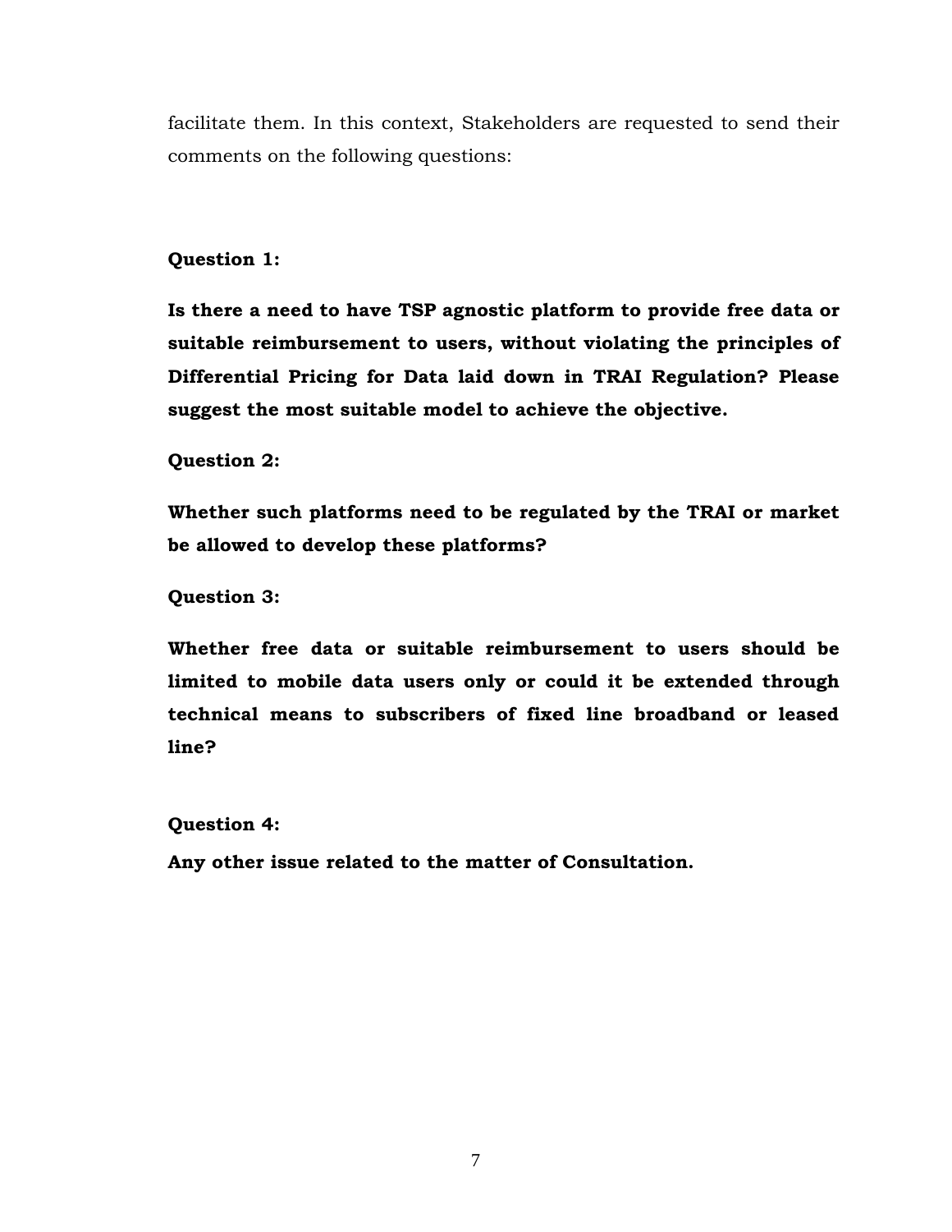facilitate them. In this context, Stakeholders are requested to send their comments on the following questions:

**Question 1:**

**Is there a need to have TSP agnostic platform to provide free data or suitable reimbursement to users, without violating the principles of Differential Pricing for Data laid down in TRAI Regulation? Please suggest the most suitable model to achieve the objective.**

**Question 2:**

**Whether such platforms need to be regulated by the TRAI or market be allowed to develop these platforms?**

**Question 3:**

**Whether free data or suitable reimbursement to users should be limited to mobile data users only or could it be extended through technical means to subscribers of fixed line broadband or leased line?**

**Question 4:**

**Any other issue related to the matter of Consultation.**